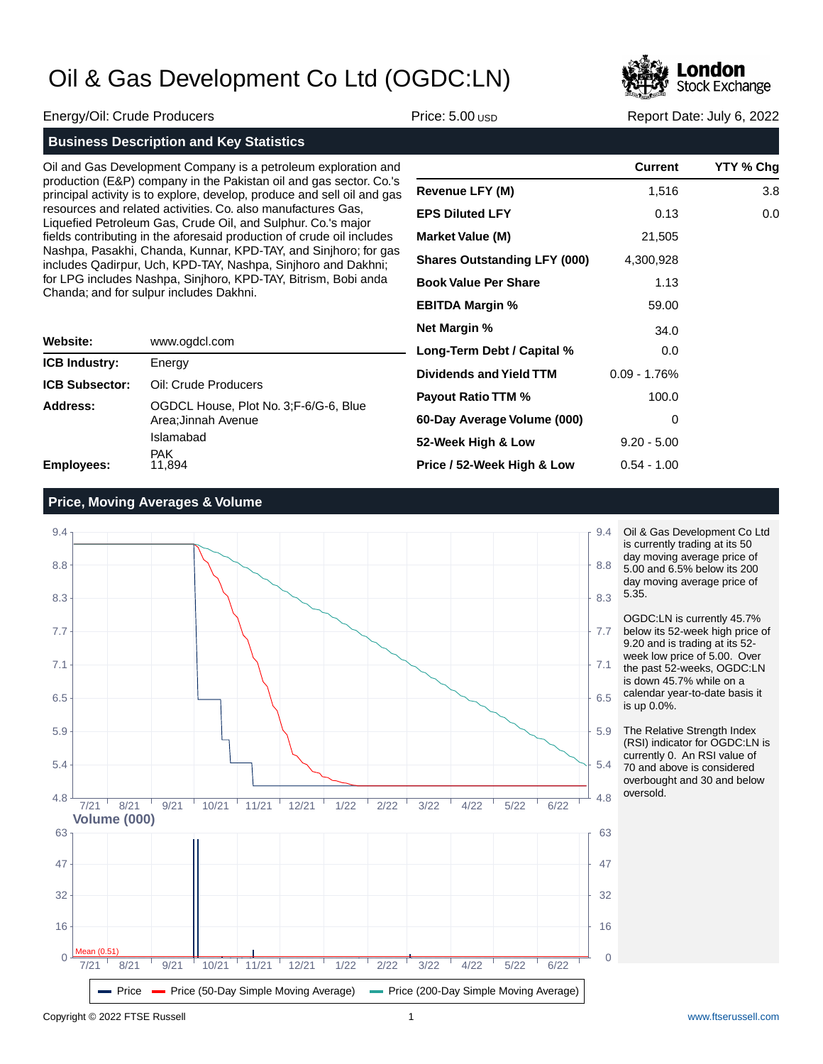# Oil & Gas Development Co Ltd (OGDC:LN)

Energy/Oil: Crude Producers | Price: 5.00 USD | Report Date: July 6, 2022

## Business Description and Key Statistics

Oil and Gas Development Company is a petroleum exploration and production (E&P) company in the Pakistan oil and gas sector. Co.'s principal activity is to explore, develop, produce and sell oil and gas resources and related activities. Co. also manufactures Gas, Liquefied Petroleum Gas, Crude Oil, and Sulphur. Co.'s major fields contributing in the aforesaid production of crude oil includes Nashpa, Pasakhi, Chanda, Kunnar, KPD-TAY, and Sinjhoro; for gas includes Qadirpur, Uch, KPD-TAY, Nashpa, Sinjhoro and Dakhni; for LPG includes Nashpa, Sinjhoro, KPD-TAY, Bitrism, Bobi anda Chanda; and for sulpur includes Dakhni.

| | |
|---|---|
| **Website:** | www.ogdcl.com |
| **ICB Industry:** | Energy |
| **ICB Subsector:** | Oil: Crude Producers |
| **Address:** | OGDCL House, Plot No. 3;F-6/G-6, Blue Area;Jinnah Avenue<br>Islamabad<br>PAK |
| **Employees:** | 11,894 |

| | Current | YTY % Chg |
|---|---|---|
| **Revenue LFY (M)** | 1,516 | 3.8 |
| **EPS Diluted LFY** | 0.13 | 0.0 |
| **Market Value (M)** | 21,505 | |
| **Shares Outstanding LFY (000)** | 4,300,928 | |
| **Book Value Per Share** | 1.13 | |
| **EBITDA Margin %** | 59.00 | |
| **Net Margin %** | 34.0 | |
| **Long-Term Debt / Capital %** | 0.0 | |
| **Dividends and Yield TTM** | 0.09 - 1.76% | |
| **Payout Ratio TTM %** | 100.0 | |
| **60-Day Average Volume (000)** | 0 | |
| **52-Week High & Low** | 9.20 - 5.00 | |
| **Price / 52-Week High & Low** | 0.54 - 1.00 | |

## Price, Moving Averages & Volume

Oil & Gas Development Co Ltd is currently trading at its 50 day moving average price of 5.00 and 6.5% below its 200 day moving average price of 5.35.

OGDC:LN is currently 45.7% below its 52-week high price of 9.20 and is trading at its 52-week low price of 5.00. Over the past 52-weeks, OGDC:LN is down 45.7% while on a calendar year-to-date basis it is up 0.0%.

The Relative Strength Index (RSI) indicator for OGDC:LN is currently 0. An RSI value of 70 and above is considered overbought and 30 and below oversold.

Legend: Price; Price (50-Day Simple Moving Average); Price (200-Day Simple Moving Average)

Volume (000) — Mean (0.51)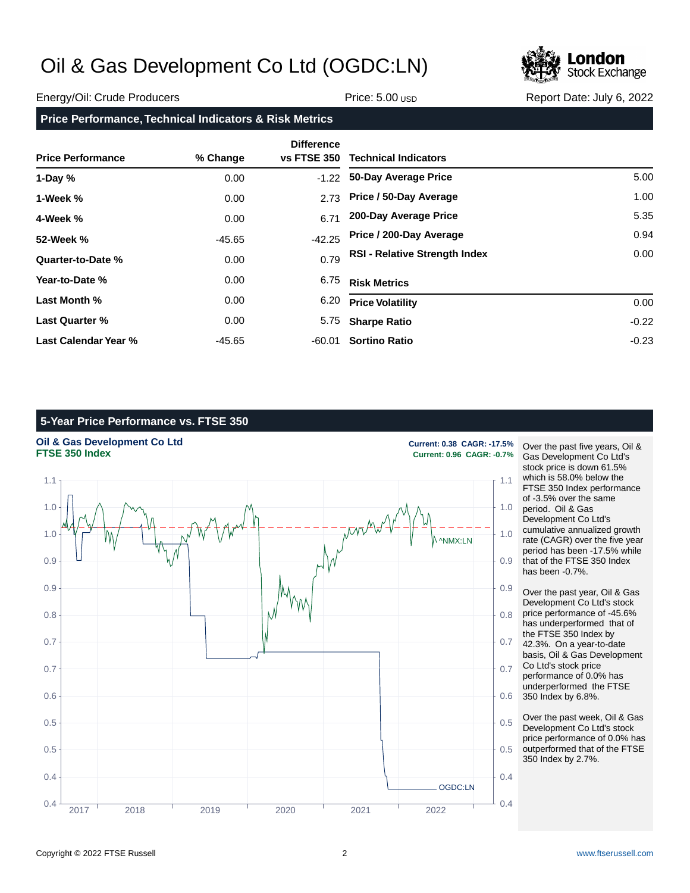# Oil & Gas Development Co Ltd (OGDC:LN)

Energy/Oil: Crude Producers | Price: 5.00 USD | Report Date: July 6, 2022

## Price Performance, Technical Indicators & Risk Metrics

| Price Performance | % Change | Difference vs FTSE 350 |
|---|---|---|
| 1-Day % | 0.00 | -1.22 |
| 1-Week % | 0.00 | 2.73 |
| 4-Week % | 0.00 | 6.71 |
| 52-Week % | -45.65 | -42.25 |
| Quarter-to-Date % | 0.00 | 0.79 |
| Year-to-Date % | 0.00 | 6.75 |
| Last Month % | 0.00 | 6.20 |
| Last Quarter % | 0.00 | 5.75 |
| Last Calendar Year % | -45.65 | -60.01 |

| Technical Indicators | |
|---|---|
| 50-Day Average Price | 5.00 |
| Price / 50-Day Average | 1.00 |
| 200-Day Average Price | 5.35 |
| Price / 200-Day Average | 0.94 |
| RSI - Relative Strength Index | 0.00 |

| Risk Metrics | |
|---|---|
| Price Volatility | 0.00 |
| Sharpe Ratio | -0.22 |
| Sortino Ratio | -0.23 |

## 5-Year Price Performance vs. FTSE 350

**Oil & Gas Development Co Ltd** — Current: 0.38 CAGR: -17.5%

**FTSE 350 Index** — Current: 0.96 CAGR: -0.7%

Over the past five years, Oil & Gas Development Co Ltd's stock price is down 61.5% which is 58.0% below the FTSE 350 Index performance of -3.5% over the same period. Oil & Gas Development Co Ltd's cumulative annualized growth rate (CAGR) over the five year period has been -17.5% while that of the FTSE 350 Index has been -0.7%.

Over the past year, Oil & Gas Development Co Ltd's stock price performance of -45.6% has underperformed that of the FTSE 350 Index by 42.3%. On a year-to-date basis, Oil & Gas Development Co Ltd's stock price performance of 0.0% has underperformed the FTSE 350 Index by 6.8%.

Over the past week, Oil & Gas Development Co Ltd's stock price performance of 0.0% has outperformed that of the FTSE 350 Index by 2.7%.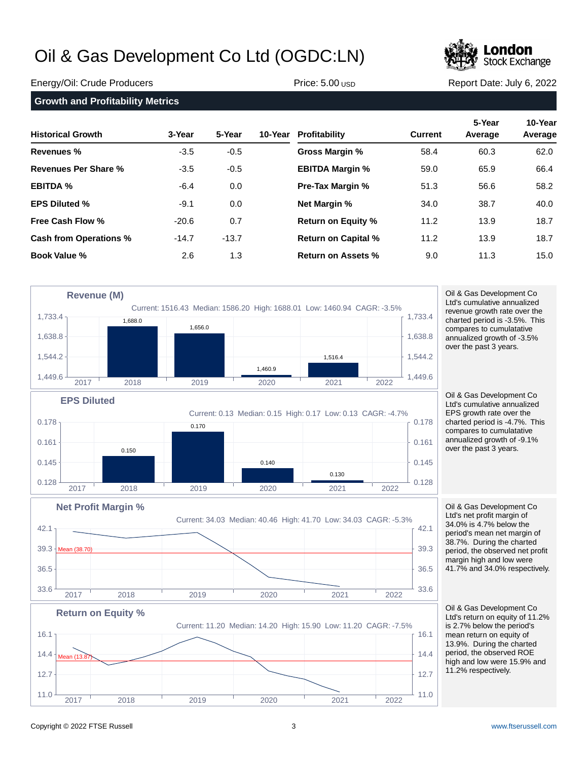# Oil & Gas Development Co Ltd (OGDC:LN)

Energy/Oil: Crude Producers | Price: 5.00 USD | Report Date: July 6, 2022

## Growth and Profitability Metrics

| Historical Growth | 3-Year | 5-Year | 10-Year | Profitability | Current | 5-Year Average | 10-Year Average |
|---|---|---|---|---|---|---|---|
| **Revenues %** | -3.5 | -0.5 | | **Gross Margin %** | 58.4 | 60.3 | 62.0 |
| **Revenues Per Share %** | -3.5 | -0.5 | | **EBITDA Margin %** | 59.0 | 65.9 | 66.4 |
| **EBITDA %** | -6.4 | 0.0 | | **Pre-Tax Margin %** | 51.3 | 56.6 | 58.2 |
| **EPS Diluted %** | -9.1 | 0.0 | | **Net Margin %** | 34.0 | 38.7 | 40.0 |
| **Free Cash Flow %** | -20.6 | 0.7 | | **Return on Equity %** | 11.2 | 13.9 | 18.7 |
| **Cash from Operations %** | -14.7 | -13.7 | | **Return on Capital %** | 11.2 | 13.9 | 18.7 |
| **Book Value %** | 2.6 | 1.3 | | **Return on Assets %** | 9.0 | 11.3 | 15.0 |

### Revenue (M)

Current: 1516.43 Median: 1586.20 High: 1688.01 Low: 1460.94 CAGR: -3.5%

| 2017 | 2018 | 2019 | 2020 | 2021 | 2022 |
|---|---|---|---|---|---|
| | 1,688.0 | 1,656.0 | 1,460.9 | 1,516.4 | |

Oil & Gas Development Co Ltd's cumulative annualized revenue growth rate over the charted period is -3.5%. This compares to cumulatative annualized growth of -3.5% over the past 3 years.

### EPS Diluted

Current: 0.13 Median: 0.15 High: 0.17 Low: 0.13 CAGR: -4.7%

| 2017 | 2018 | 2019 | 2020 | 2021 | 2022 |
|---|---|---|---|---|---|
| | 0.150 | 0.170 | 0.140 | 0.130 | |

Oil & Gas Development Co Ltd's cumulative annualized EPS growth rate over the charted period is -4.7%. This compares to cumulatative annualized growth of -9.1% over the past 3 years.

### Net Profit Margin %

Current: 34.03 Median: 40.46 High: 41.70 Low: 34.03 CAGR: -5.3%

Mean (38.70)

Oil & Gas Development Co Ltd's net profit margin of 34.0% is 4.7% below the period's mean net margin of 38.7%. During the charted period, the observed net profit margin high and low were 41.7% and 34.0% respectively.

### Return on Equity %

Current: 11.20 Median: 14.20 High: 15.90 Low: 11.20 CAGR: -7.5%

Mean (13.87)

Oil & Gas Development Co Ltd's return on equity of 11.2% is 2.7% below the period's mean return on equity of 13.9%. During the charted period, the observed ROE high and low were 15.9% and 11.2% respectively.

Copyright © 2022 FTSE Russell | www.ftserussell.com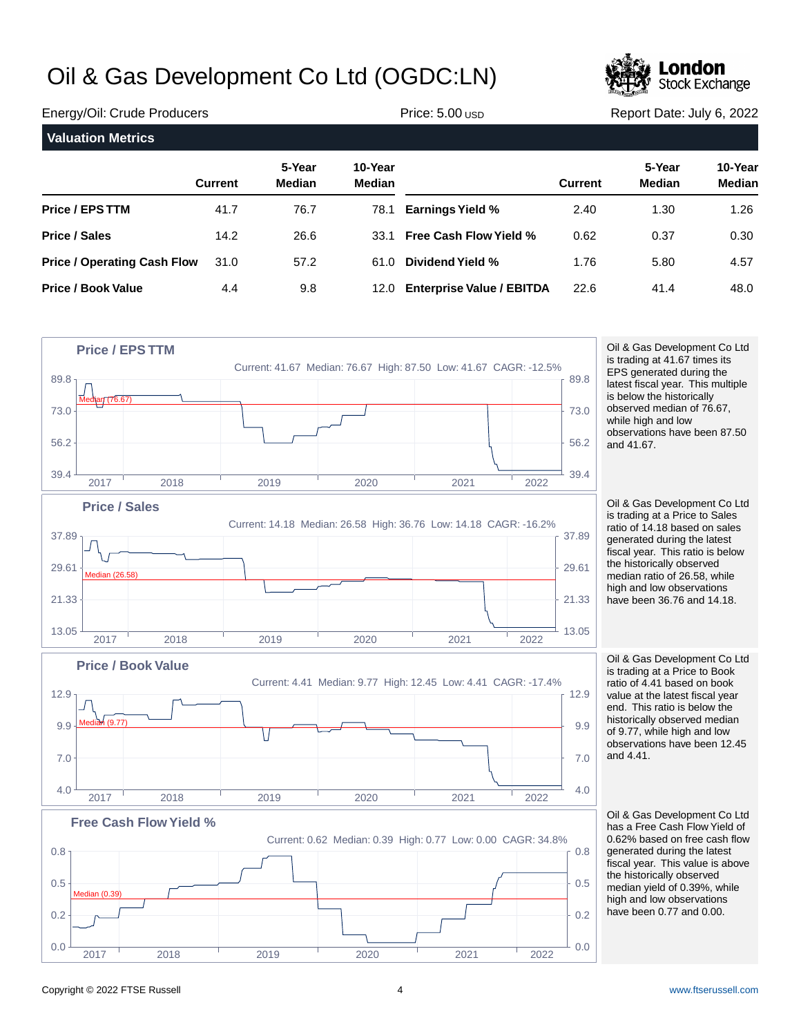# Oil & Gas Development Co Ltd (OGDC:LN)

Energy/Oil: Crude Producers | Price: 5.00 USD | Report Date: July 6, 2022

## Valuation Metrics

| | Current | 5-Year Median | 10-Year Median | | Current | 5-Year Median | 10-Year Median |
|---|---|---|---|---|---|---|---|
| **Price / EPS TTM** | 41.7 | 76.7 | 78.1 | **Earnings Yield %** | 2.40 | 1.30 | 1.26 |
| **Price / Sales** | 14.2 | 26.6 | 33.1 | **Free Cash Flow Yield %** | 0.62 | 0.37 | 0.30 |
| **Price / Operating Cash Flow** | 31.0 | 57.2 | 61.0 | **Dividend Yield %** | 1.76 | 5.80 | 4.57 |
| **Price / Book Value** | 4.4 | 9.8 | 12.0 | **Enterprise Value / EBITDA** | 22.6 | 41.4 | 48.0 |

### Price / EPS TTM

Current: 41.67 Median: 76.67 High: 87.50 Low: 41.67 CAGR: -12.5%

Oil & Gas Development Co Ltd is trading at 41.67 times its EPS generated during the latest fiscal year. This multiple is below the historically observed median of 76.67, while high and low observations have been 87.50 and 41.67.

### Price / Sales

Current: 14.18 Median: 26.58 High: 36.76 Low: 14.18 CAGR: -16.2%

Oil & Gas Development Co Ltd is trading at a Price to Sales ratio of 14.18 based on sales generated during the latest fiscal year. This ratio is below the historically observed median ratio of 26.58, while high and low observations have been 36.76 and 14.18.

### Price / Book Value

Current: 4.41 Median: 9.77 High: 12.45 Low: 4.41 CAGR: -17.4%

Oil & Gas Development Co Ltd is trading at a Price to Book ratio of 4.41 based on book value at the latest fiscal year end. This ratio is below the historically observed median of 9.77, while high and low observations have been 12.45 and 4.41.

### Free Cash Flow Yield %

Current: 0.62 Median: 0.39 High: 0.77 Low: 0.00 CAGR: 34.8%

Oil & Gas Development Co Ltd has a Free Cash Flow Yield of 0.62% based on free cash flow generated during the latest fiscal year. This value is above the historically observed median yield of 0.39%, while high and low observations have been 0.77 and 0.00.

Copyright © 2022 FTSE Russell | www.ftserussell.com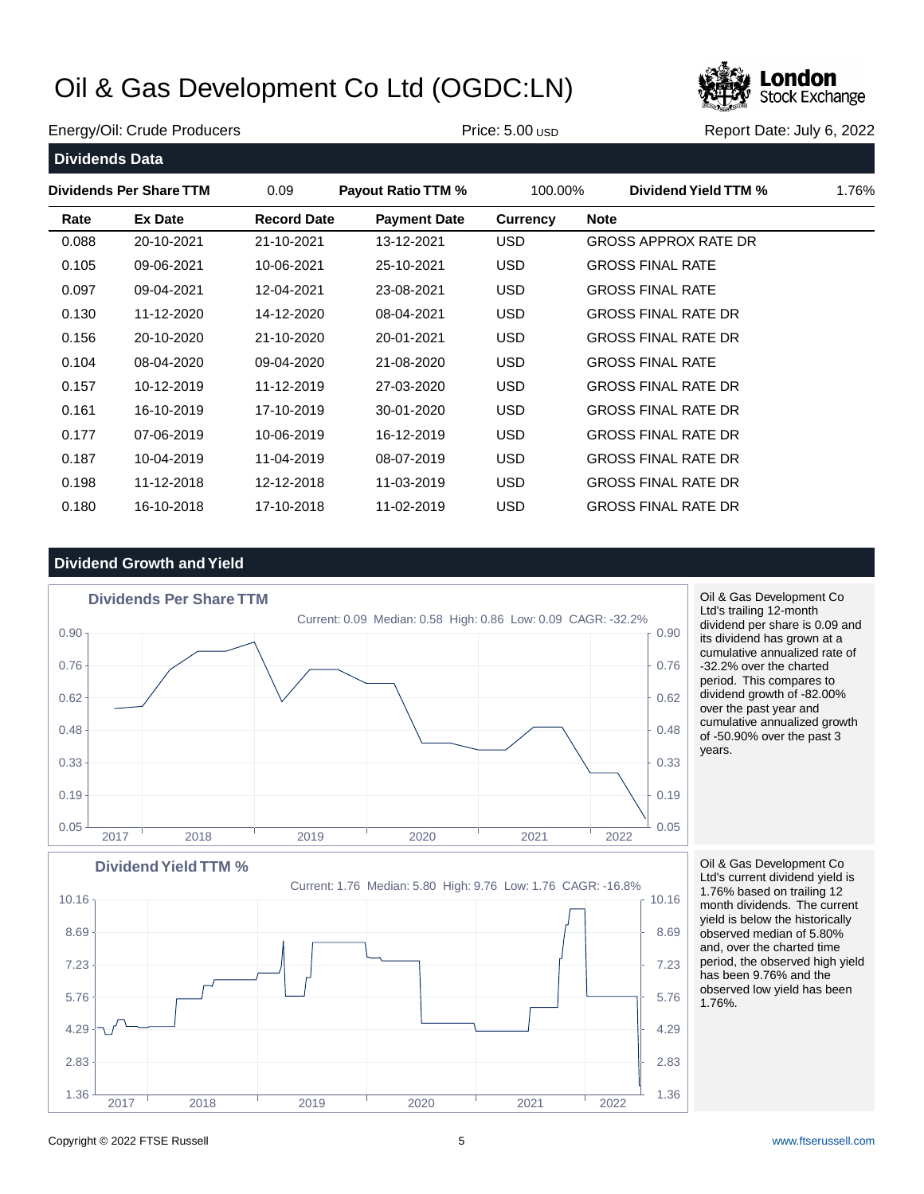# Oil & Gas Development Co Ltd (OGDC:LN)

Energy/Oil: Crude Producers | Price: 5.00 USD | Report Date: July 6, 2022

## Dividends Data

| Dividends Per Share TTM | 0.09 | Payout Ratio TTM % | 100.00% | Dividend Yield TTM % | 1.76% |
|---|---|---|---|---|---|

| Rate | Ex Date | Record Date | Payment Date | Currency | Note |
|---|---|---|---|---|---|
| 0.088 | 20-10-2021 | 21-10-2021 | 13-12-2021 | USD | GROSS APPROX RATE DR |
| 0.105 | 09-06-2021 | 10-06-2021 | 25-10-2021 | USD | GROSS FINAL RATE |
| 0.097 | 09-04-2021 | 12-04-2021 | 23-08-2021 | USD | GROSS FINAL RATE |
| 0.130 | 11-12-2020 | 14-12-2020 | 08-04-2021 | USD | GROSS FINAL RATE DR |
| 0.156 | 20-10-2020 | 21-10-2020 | 20-01-2021 | USD | GROSS FINAL RATE DR |
| 0.104 | 08-04-2020 | 09-04-2020 | 21-08-2020 | USD | GROSS FINAL RATE |
| 0.157 | 10-12-2019 | 11-12-2019 | 27-03-2020 | USD | GROSS FINAL RATE DR |
| 0.161 | 16-10-2019 | 17-10-2019 | 30-01-2020 | USD | GROSS FINAL RATE DR |
| 0.177 | 07-06-2019 | 10-06-2019 | 16-12-2019 | USD | GROSS FINAL RATE DR |
| 0.187 | 10-04-2019 | 11-04-2019 | 08-07-2019 | USD | GROSS FINAL RATE DR |
| 0.198 | 11-12-2018 | 12-12-2018 | 11-03-2019 | USD | GROSS FINAL RATE DR |
| 0.180 | 16-10-2018 | 17-10-2018 | 11-02-2019 | USD | GROSS FINAL RATE DR |

## Dividend Growth and Yield

### Dividends Per Share TTM

Current: 0.09 Median: 0.58 High: 0.86 Low: 0.09 CAGR: -32.2%

Oil & Gas Development Co Ltd's trailing 12-month dividend per share is 0.09 and its dividend has grown at a cumulative annualized rate of -32.2% over the charted period. This compares to dividend growth of -82.00% over the past year and cumulative annualized growth of -50.90% over the past 3 years.

### Dividend Yield TTM %

Current: 1.76 Median: 5.80 High: 9.76 Low: 1.76 CAGR: -16.8%

Oil & Gas Development Co Ltd's current dividend yield is 1.76% based on trailing 12 month dividends. The current yield is below the historically observed median of 5.80% and, over the charted time period, the observed high yield has been 9.76% and the observed low yield has been 1.76%.

Copyright © 2022 FTSE Russell | www.ftserussell.com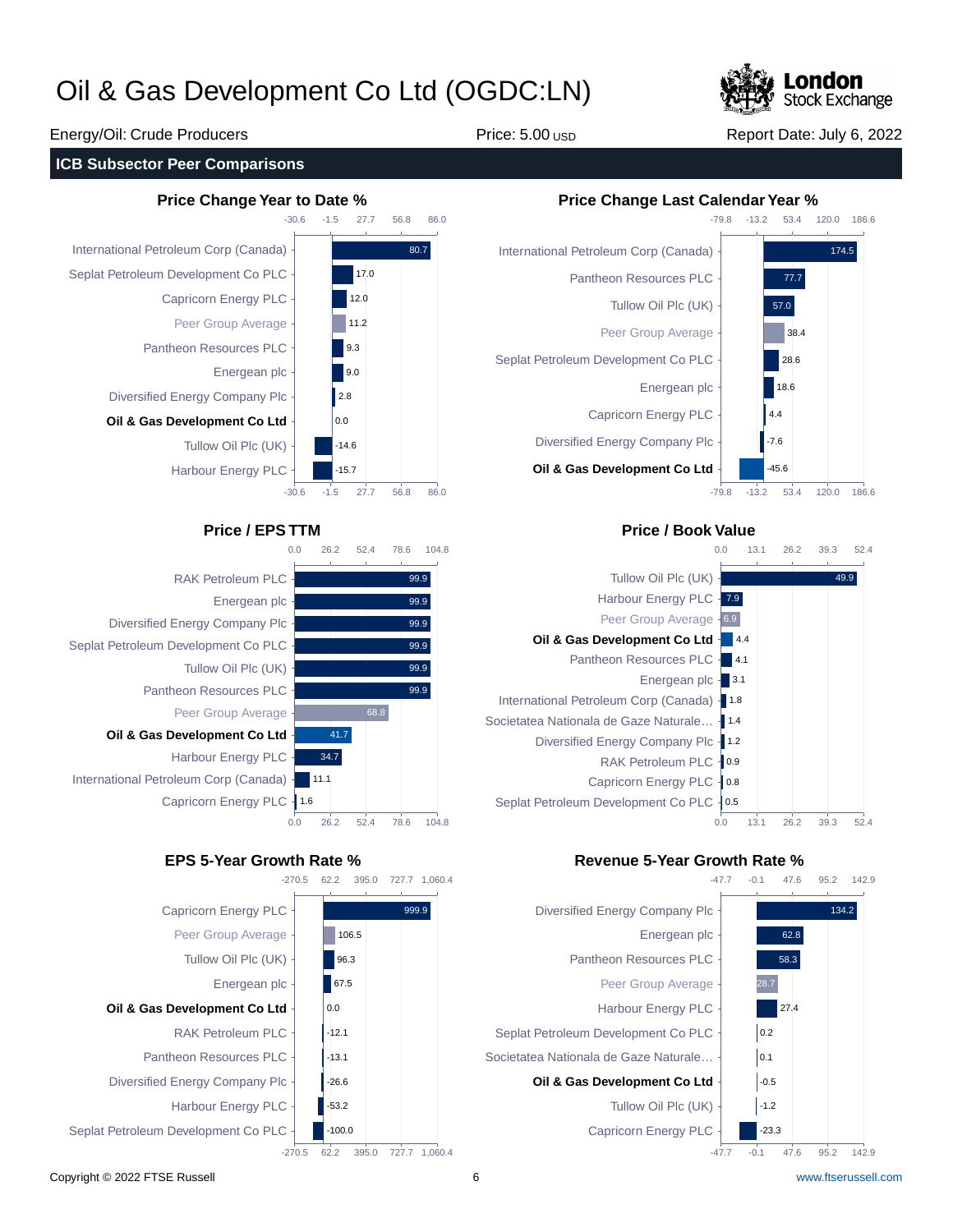# Oil & Gas Development Co Ltd (OGDC:LN)

Energy/Oil: Crude Producers | Price: 5.00 USD | Report Date: July 6, 2022

## ICB Subsector Peer Comparisons

### Price Change Year to Date %

| Company | Value |
|---|---|
| International Petroleum Corp (Canada) | 80.7 |
| Seplat Petroleum Development Co PLC | 17.0 |
| Capricorn Energy PLC | 12.0 |
| Peer Group Average | 11.2 |
| Pantheon Resources PLC | 9.3 |
| Energean plc | 9.0 |
| Diversified Energy Company Plc | 2.8 |
| **Oil & Gas Development Co Ltd** | 0.0 |
| Tullow Oil Plc (UK) | -14.6 |
| Harbour Energy PLC | -15.7 |

### Price Change Last Calendar Year %

| Company | Value |
|---|---|
| International Petroleum Corp (Canada) | 174.5 |
| Pantheon Resources PLC | 77.7 |
| Tullow Oil Plc (UK) | 57.0 |
| Peer Group Average | 38.4 |
| Seplat Petroleum Development Co PLC | 28.6 |
| Energean plc | 18.6 |
| Capricorn Energy PLC | 4.4 |
| Diversified Energy Company Plc | -7.6 |
| **Oil & Gas Development Co Ltd** | -45.6 |

### Price / EPS TTM

| Company | Value |
|---|---|
| RAK Petroleum PLC | 99.9 |
| Energean plc | 99.9 |
| Diversified Energy Company Plc | 99.9 |
| Seplat Petroleum Development Co PLC | 99.9 |
| Tullow Oil Plc (UK) | 99.9 |
| Pantheon Resources PLC | 99.9 |
| Peer Group Average | 68.8 |
| **Oil & Gas Development Co Ltd** | 41.7 |
| Harbour Energy PLC | 34.7 |
| International Petroleum Corp (Canada) | 11.1 |
| Capricorn Energy PLC | 1.6 |

### Price / Book Value

| Company | Value |
|---|---|
| Tullow Oil Plc (UK) | 49.9 |
| Harbour Energy PLC | 7.9 |
| Peer Group Average | 6.9 |
| **Oil & Gas Development Co Ltd** | 4.4 |
| Pantheon Resources PLC | 4.1 |
| Energean plc | 3.1 |
| International Petroleum Corp (Canada) | 1.8 |
| Societatea Nationala de Gaze Naturale… | 1.4 |
| Diversified Energy Company Plc | 1.2 |
| RAK Petroleum PLC | 0.9 |
| Capricorn Energy PLC | 0.8 |
| Seplat Petroleum Development Co PLC | 0.5 |

### EPS 5-Year Growth Rate %

| Company | Value |
|---|---|
| Capricorn Energy PLC | 999.9 |
| Peer Group Average | 106.5 |
| Tullow Oil Plc (UK) | 96.3 |
| Energean plc | 67.5 |
| **Oil & Gas Development Co Ltd** | 0.0 |
| RAK Petroleum PLC | -12.1 |
| Pantheon Resources PLC | -13.1 |
| Diversified Energy Company Plc | -26.6 |
| Harbour Energy PLC | -53.2 |
| Seplat Petroleum Development Co PLC | -100.0 |

### Revenue 5-Year Growth Rate %

| Company | Value |
|---|---|
| Diversified Energy Company Plc | 134.2 |
| Energean plc | 62.8 |
| Pantheon Resources PLC | 58.3 |
| Peer Group Average | 28.7 |
| Harbour Energy PLC | 27.4 |
| Seplat Petroleum Development Co PLC | 0.2 |
| Societatea Nationala de Gaze Naturale… | 0.1 |
| **Oil & Gas Development Co Ltd** | -0.5 |
| Tullow Oil Plc (UK) | -1.2 |
| Capricorn Energy PLC | -23.3 |

Copyright © 2022 FTSE Russell | www.ftserussell.com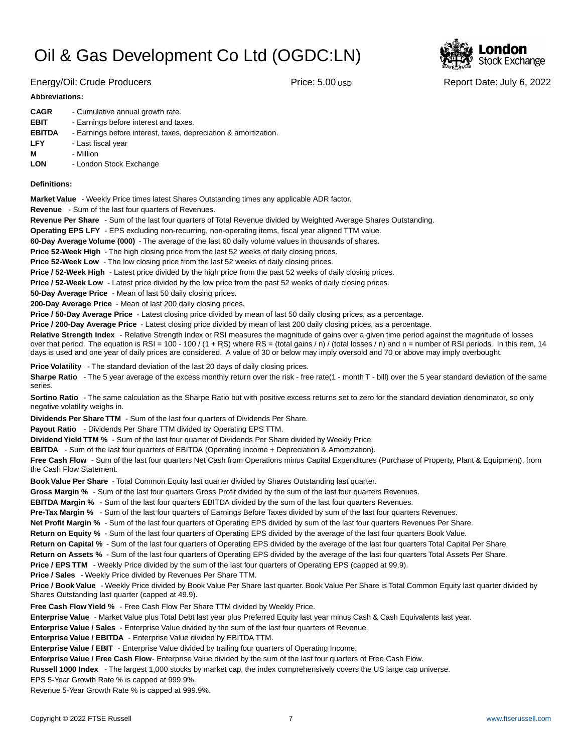# Oil & Gas Development Co Ltd (OGDC:LN)

Energy/Oil: Crude Producers | Price: 5.00 USD | Report Date: July 6, 2022

**Abbreviations:**

**CAGR** - Cumulative annual growth rate.
**EBIT** - Earnings before interest and taxes.
**EBITDA** - Earnings before interest, taxes, depreciation & amortization.
**LFY** - Last fiscal year
**M** - Million
**LON** - London Stock Exchange

**Definitions:**

**Market Value** - Weekly Price times latest Shares Outstanding times any applicable ADR factor.
**Revenue** - Sum of the last four quarters of Revenues.
**Revenue Per Share** - Sum of the last four quarters of Total Revenue divided by Weighted Average Shares Outstanding.
**Operating EPS LFY** - EPS excluding non-recurring, non-operating items, fiscal year aligned TTM value.
**60-Day Average Volume (000)** - The average of the last 60 daily volume values in thousands of shares.
**Price 52-Week High** - The high closing price from the last 52 weeks of daily closing prices.
**Price 52-Week Low** - The low closing price from the last 52 weeks of daily closing prices.
**Price / 52-Week High** - Latest price divided by the high price from the past 52 weeks of daily closing prices.
**Price / 52-Week Low** - Latest price divided by the low price from the past 52 weeks of daily closing prices.
**50-Day Average Price** - Mean of last 50 daily closing prices.
**200-Day Average Price** - Mean of last 200 daily closing prices.
**Price / 50-Day Average Price** - Latest closing price divided by mean of last 50 daily closing prices, as a percentage.
**Price / 200-Day Average Price** - Latest closing price divided by mean of last 200 daily closing prices, as a percentage.
**Relative Strength Index** - Relative Strength Index or RSI measures the magnitude of gains over a given time period against the magnitude of losses over that period. The equation is RSI = 100 - 100 / (1 + RS) where RS = (total gains / n) / (total losses / n) and n = number of RSI periods. In this item, 14 days is used and one year of daily prices are considered. A value of 30 or below may imply oversold and 70 or above may imply overbought.
**Price Volatility** - The standard deviation of the last 20 days of daily closing prices.
**Sharpe Ratio** - The 5 year average of the excess monthly return over the risk - free rate(1 - month T - bill) over the 5 year standard deviation of the same series.
**Sortino Ratio** - The same calculation as the Sharpe Ratio but with positive excess returns set to zero for the standard deviation denominator, so only negative volatility weighs in.
**Dividends Per Share TTM** - Sum of the last four quarters of Dividends Per Share.
**Payout Ratio** - Dividends Per Share TTM divided by Operating EPS TTM.
**Dividend Yield TTM %** - Sum of the last four quarter of Dividends Per Share divided by Weekly Price.
**EBITDA** - Sum of the last four quarters of EBITDA (Operating Income + Depreciation & Amortization).
**Free Cash Flow** - Sum of the last four quarters Net Cash from Operations minus Capital Expenditures (Purchase of Property, Plant & Equipment), from the Cash Flow Statement.
**Book Value Per Share** - Total Common Equity last quarter divided by Shares Outstanding last quarter.
**Gross Margin %** - Sum of the last four quarters Gross Profit divided by the sum of the last four quarters Revenues.
**EBITDA Margin %** - Sum of the last four quarters EBITDA divided by the sum of the last four quarters Revenues.
**Pre-Tax Margin %** - Sum of the last four quarters of Earnings Before Taxes divided by sum of the last four quarters Revenues.
**Net Profit Margin %** - Sum of the last four quarters of Operating EPS divided by sum of the last four quarters Revenues Per Share.
**Return on Equity %** - Sum of the last four quarters of Operating EPS divided by the average of the last four quarters Book Value.
**Return on Capital %** - Sum of the last four quarters of Operating EPS divided by the average of the last four quarters Total Capital Per Share.
**Return on Assets %** - Sum of the last four quarters of Operating EPS divided by the average of the last four quarters Total Assets Per Share.
**Price / EPS TTM** - Weekly Price divided by the sum of the last four quarters of Operating EPS (capped at 99.9).
**Price / Sales** - Weekly Price divided by Revenues Per Share TTM.
**Price / Book Value** - Weekly Price divided by Book Value Per Share last quarter. Book Value Per Share is Total Common Equity last quarter divided by Shares Outstanding last quarter (capped at 49.9).
**Free Cash Flow Yield %** - Free Cash Flow Per Share TTM divided by Weekly Price.
**Enterprise Value** - Market Value plus Total Debt last year plus Preferred Equity last year minus Cash & Cash Equivalents last year.
**Enterprise Value / Sales** - Enterprise Value divided by the sum of the last four quarters of Revenue.
**Enterprise Value / EBITDA** - Enterprise Value divided by EBITDA TTM.
**Enterprise Value / EBIT** - Enterprise Value divided by trailing four quarters of Operating Income.
**Enterprise Value / Free Cash Flow** - Enterprise Value divided by the sum of the last four quarters of Free Cash Flow.
**Russell 1000 Index** - The largest 1,000 stocks by market cap, the index comprehensively covers the US large cap universe.
EPS 5-Year Growth Rate % is capped at 999.9%.
Revenue 5-Year Growth Rate % is capped at 999.9%.

Copyright © 2022 FTSE Russell | www.ftserussell.com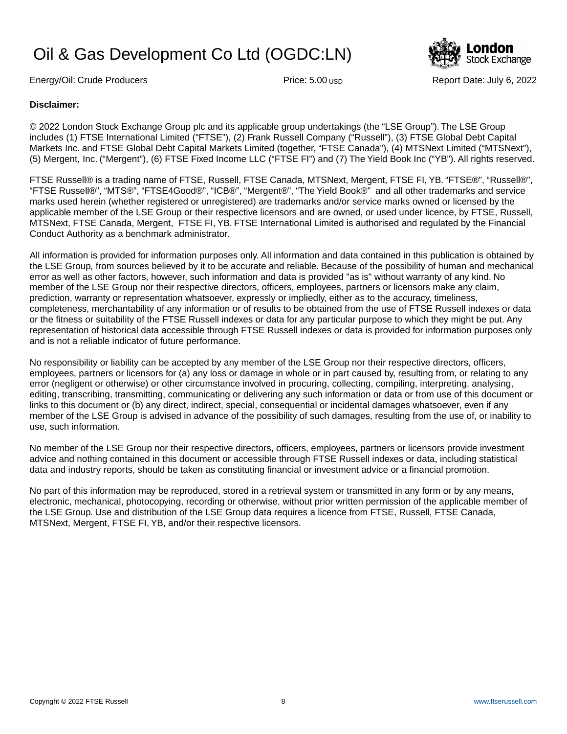# Oil & Gas Development Co Ltd (OGDC:LN)

Energy/Oil: Crude Producers | Price: 5.00 USD | Report Date: July 6, 2022

**Disclaimer:**

© 2022 London Stock Exchange Group plc and its applicable group undertakings (the "LSE Group"). The LSE Group includes (1) FTSE International Limited ("FTSE"), (2) Frank Russell Company ("Russell"), (3) FTSE Global Debt Capital Markets Inc. and FTSE Global Debt Capital Markets Limited (together, "FTSE Canada"), (4) MTSNext Limited ("MTSNext"), (5) Mergent, Inc. ("Mergent"), (6) FTSE Fixed Income LLC ("FTSE FI") and (7) The Yield Book Inc ("YB"). All rights reserved.

FTSE Russell® is a trading name of FTSE, Russell, FTSE Canada, MTSNext, Mergent, FTSE FI, YB. "FTSE®", "Russell®", "FTSE Russell®", "MTS®", "FTSE4Good®", "ICB®", "Mergent®", "The Yield Book®" and all other trademarks and service marks used herein (whether registered or unregistered) are trademarks and/or service marks owned or licensed by the applicable member of the LSE Group or their respective licensors and are owned, or used under licence, by FTSE, Russell, MTSNext, FTSE Canada, Mergent, FTSE FI, YB. FTSE International Limited is authorised and regulated by the Financial Conduct Authority as a benchmark administrator.

All information is provided for information purposes only. All information and data contained in this publication is obtained by the LSE Group, from sources believed by it to be accurate and reliable. Because of the possibility of human and mechanical error as well as other factors, however, such information and data is provided "as is" without warranty of any kind. No member of the LSE Group nor their respective directors, officers, employees, partners or licensors make any claim, prediction, warranty or representation whatsoever, expressly or impliedly, either as to the accuracy, timeliness, completeness, merchantability of any information or of results to be obtained from the use of FTSE Russell indexes or data or the fitness or suitability of the FTSE Russell indexes or data for any particular purpose to which they might be put. Any representation of historical data accessible through FTSE Russell indexes or data is provided for information purposes only and is not a reliable indicator of future performance.

No responsibility or liability can be accepted by any member of the LSE Group nor their respective directors, officers, employees, partners or licensors for (a) any loss or damage in whole or in part caused by, resulting from, or relating to any error (negligent or otherwise) or other circumstance involved in procuring, collecting, compiling, interpreting, analysing, editing, transcribing, transmitting, communicating or delivering any such information or data or from use of this document or links to this document or (b) any direct, indirect, special, consequential or incidental damages whatsoever, even if any member of the LSE Group is advised in advance of the possibility of such damages, resulting from the use of, or inability to use, such information.

No member of the LSE Group nor their respective directors, officers, employees, partners or licensors provide investment advice and nothing contained in this document or accessible through FTSE Russell indexes or data, including statistical data and industry reports, should be taken as constituting financial or investment advice or a financial promotion.

No part of this information may be reproduced, stored in a retrieval system or transmitted in any form or by any means, electronic, mechanical, photocopying, recording or otherwise, without prior written permission of the applicable member of the LSE Group. Use and distribution of the LSE Group data requires a licence from FTSE, Russell, FTSE Canada, MTSNext, Mergent, FTSE FI, YB, and/or their respective licensors.